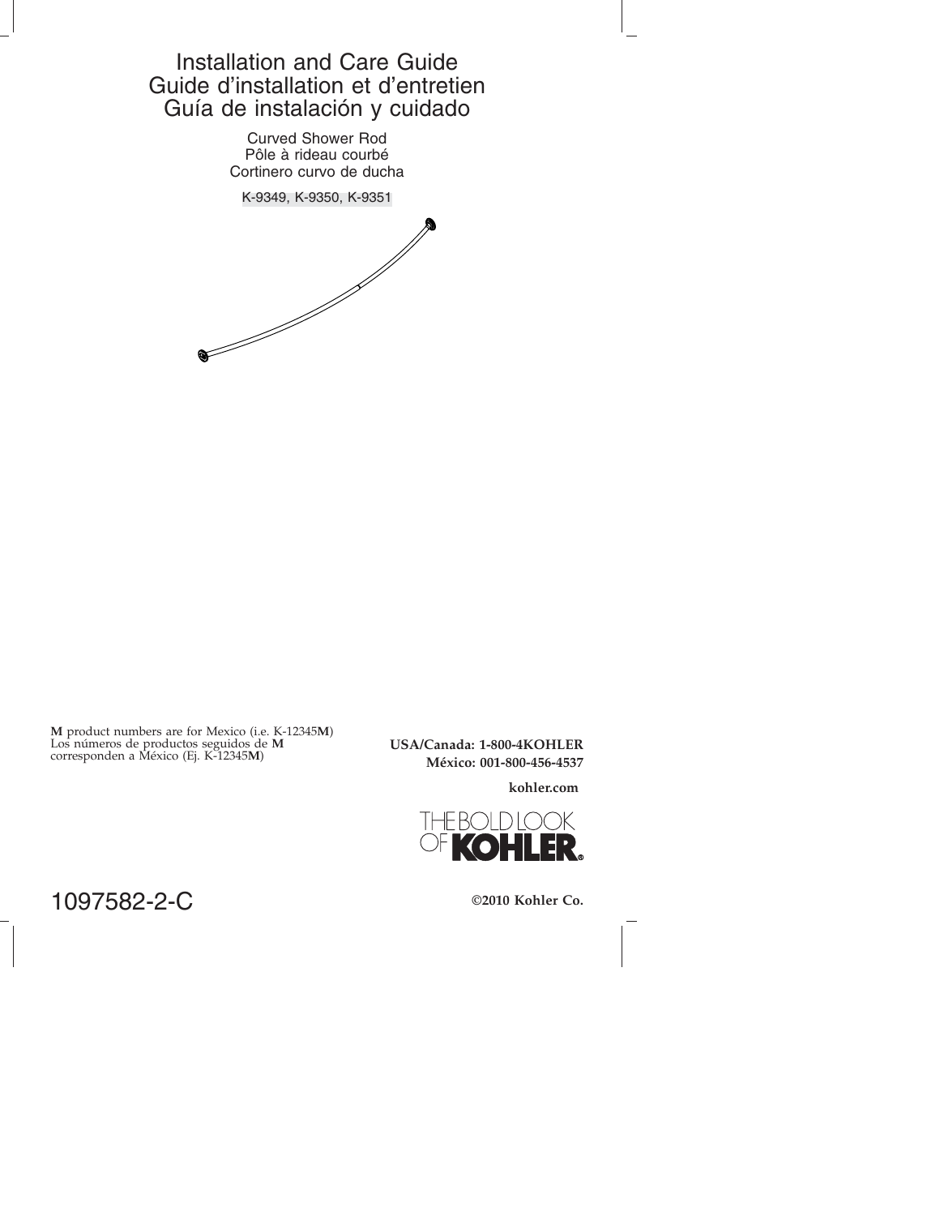# Installation and Care Guide
# Guide d'installation et d'entretien
# Guía de instalación y cuidado

Curved Shower Rod
Pôle à rideau courbé
Cortinero curvo de ducha

K-9349, K-9350, K-9351

**M** product numbers are for Mexico (i.e. K-12345**M**)
Los números de productos seguidos de **M** corresponden a México (Ej. K-12345**M**)

**USA/Canada: 1-800-4KOHLER**
**México: 001-800-456-4537**

**kohler.com**

THE BOLD LOOK OF KOHLER®

1097582-2-C

**©2010 Kohler Co.**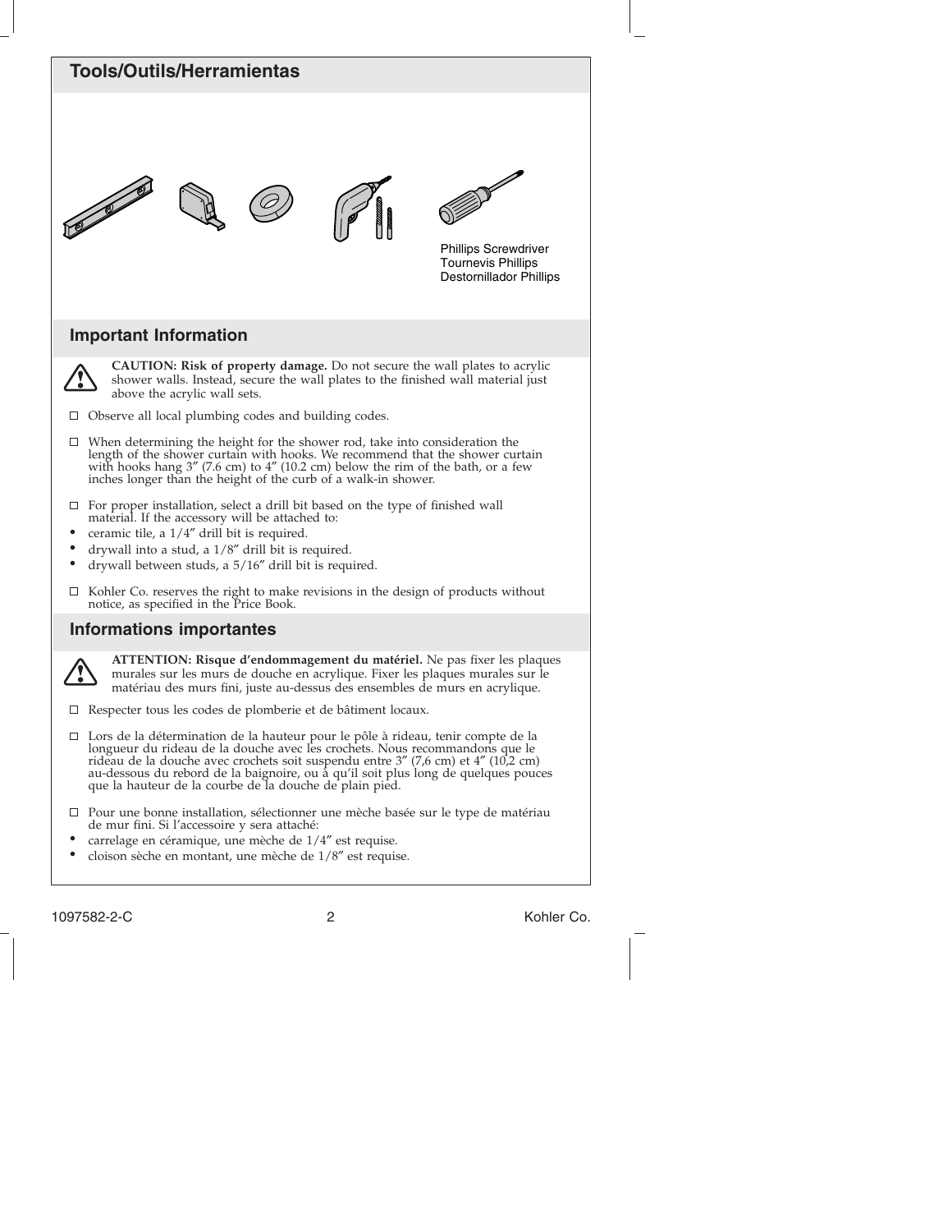## Tools/Outils/Herramientas

Phillips Screwdriver
Tournevis Phillips
Destornillador Phillips

## Important Information

**CAUTION: Risk of property damage.** Do not secure the wall plates to acrylic shower walls. Instead, secure the wall plates to the finished wall material just above the acrylic wall sets.

- ☐ Observe all local plumbing codes and building codes.
- ☐ When determining the height for the shower rod, take into consideration the length of the shower curtain with hooks. We recommend that the shower curtain with hooks hang 3″ (7.6 cm) to 4″ (10.2 cm) below the rim of the bath, or a few inches longer than the height of the curb of a walk-in shower.
- ☐ For proper installation, select a drill bit based on the type of finished wall material. If the accessory will be attached to:
- • ceramic tile, a 1/4″ drill bit is required.
- • drywall into a stud, a 1/8″ drill bit is required.
- • drywall between studs, a 5/16″ drill bit is required.
- ☐ Kohler Co. reserves the right to make revisions in the design of products without notice, as specified in the Price Book.

## Informations importantes

**ATTENTION: Risque d'endommagement du matériel.** Ne pas fixer les plaques murales sur les murs de douche en acrylique. Fixer les plaques murales sur le matériau des murs fini, juste au-dessus des ensembles de murs en acrylique.

- ☐ Respecter tous les codes de plomberie et de bâtiment locaux.
- ☐ Lors de la détermination de la hauteur pour le pôle à rideau, tenir compte de la longueur du rideau de la douche avec les crochets. Nous recommandons que le rideau de la douche avec crochets soit suspendu entre 3″ (7,6 cm) et 4″ (10,2 cm) au-dessous du rebord de la baignoire, ou à qu'il soit plus long de quelques pouces que la hauteur de la courbe de la douche de plain pied.
- ☐ Pour une bonne installation, sélectionner une mèche basée sur le type de matériau de mur fini. Si l'accessoire y sera attaché:
- • carrelage en céramique, une mèche de 1/4″ est requise.
- • cloison sèche en montant, une mèche de 1/8″ est requise.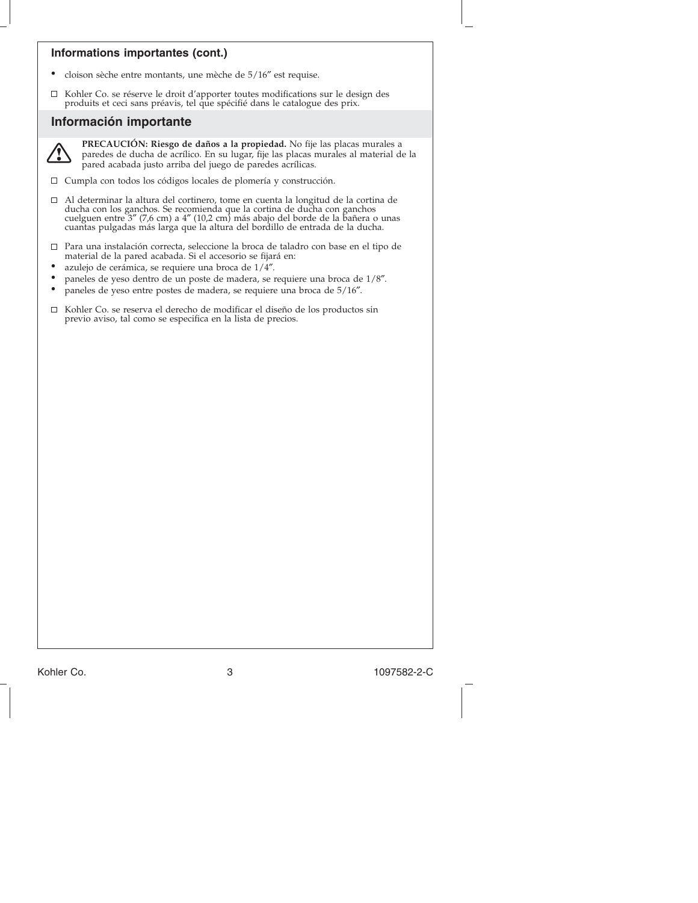## Informations importantes (cont.)

- cloison sèche entre montants, une mèche de 5/16″ est requise.

- ☐ Kohler Co. se réserve le droit d'apporter toutes modifications sur le design des produits et ceci sans préavis, tel que spécifié dans le catalogue des prix.

## Información importante

⚠ **PRECAUCIÓN: Riesgo de daños a la propiedad.** No fije las placas murales a paredes de ducha de acrílico. En su lugar, fije las placas murales al material de la pared acabada justo arriba del juego de paredes acrílicas.

- ☐ Cumpla con todos los códigos locales de plomería y construcción.

- ☐ Al determinar la altura del cortinero, tome en cuenta la longitud de la cortina de ducha con los ganchos. Se recomienda que la cortina de ducha con ganchos cuelguen entre 3″ (7,6 cm) a 4″ (10,2 cm) más abajo del borde de la bañera o unas cuantas pulgadas más larga que la altura del bordillo de entrada de la ducha.

- ☐ Para una instalación correcta, seleccione la broca de taladro con base en el tipo de material de la pared acabada. Si el accesorio se fijará en:
  - azulejo de cerámica, se requiere una broca de 1/4″.
  - paneles de yeso dentro de un poste de madera, se requiere una broca de 1/8″.
  - paneles de yeso entre postes de madera, se requiere una broca de 5/16″.

- ☐ Kohler Co. se reserva el derecho de modificar el diseño de los productos sin previo aviso, tal como se especifica en la lista de precios.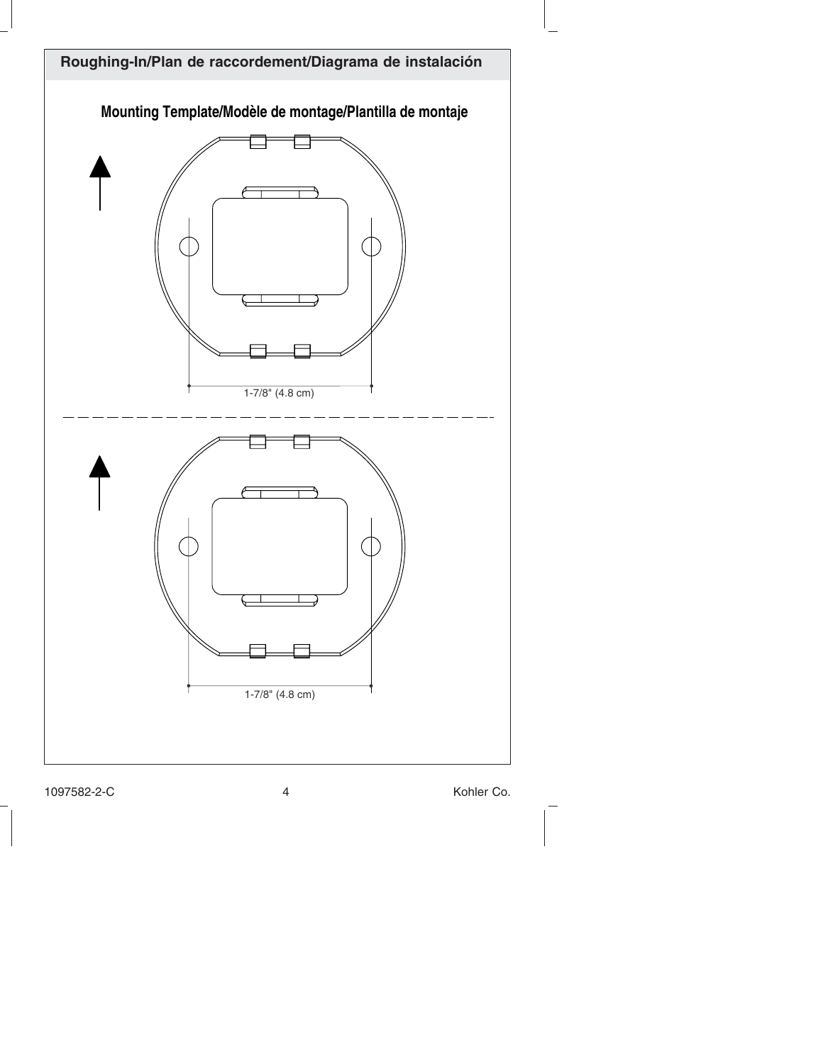## Roughing-In/Plan de raccordement/Diagrama de instalación

### Mounting Template/Modèle de montage/Plantilla de montaje

1-7/8" (4.8 cm)

1-7/8" (4.8 cm)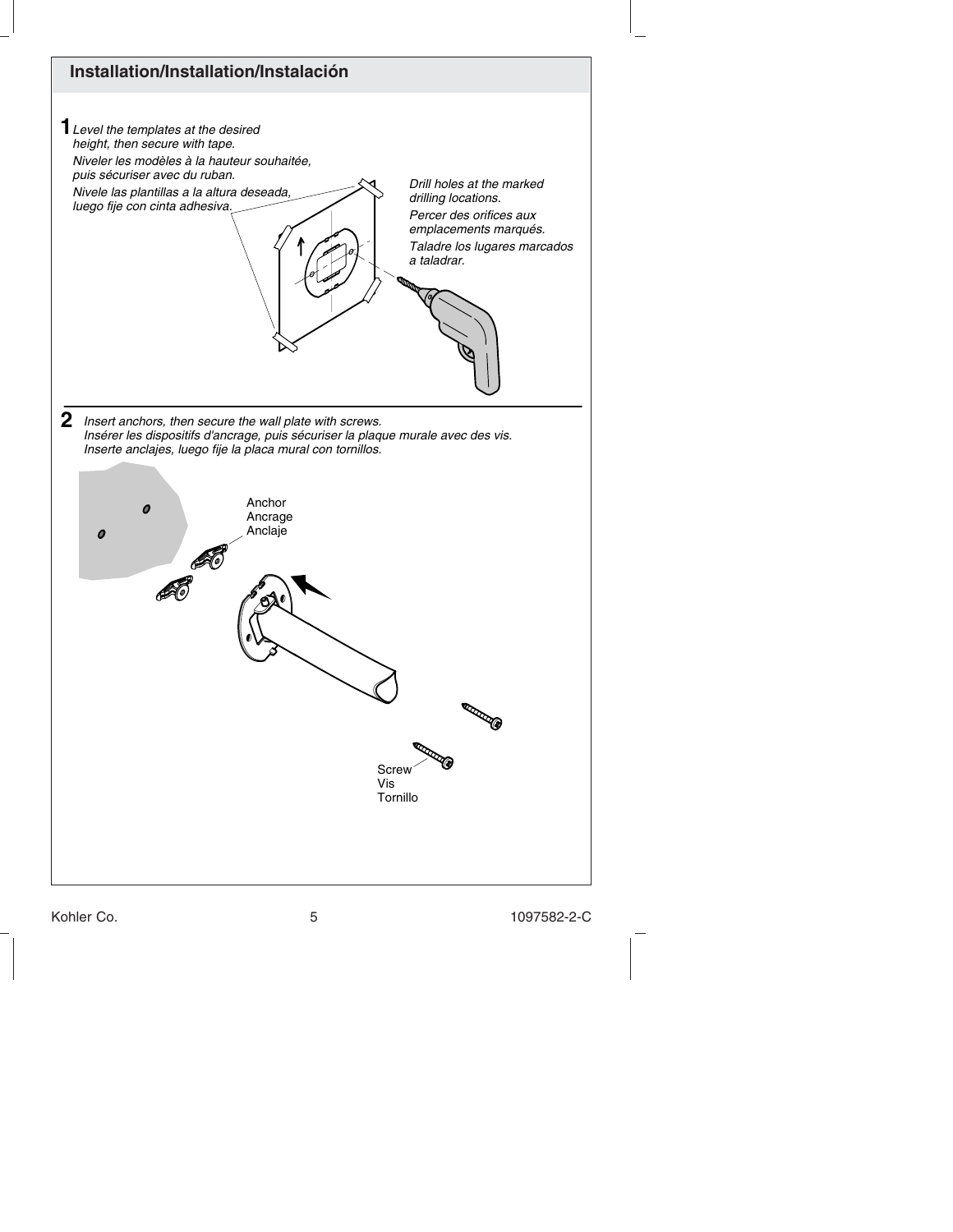## Installation/Installation/Instalación

**1** *Level the templates at the desired height, then secure with tape.*

*Niveler les modèles à la hauteur souhaitée, puis sécuriser avec du ruban.*

*Nivele las plantillas a la altura deseada, luego fije con cinta adhesiva.*

*Drill holes at the marked drilling locations.*

*Percer des orifices aux emplacements marqués.*

*Taladre los lugares marcados a taladrar.*

**2** *Insert anchors, then secure the wall plate with screws.*
*Insérer les dispositifs d'ancrage, puis sécuriser la plaque murale avec des vis.*
*Inserte anclajes, luego fije la placa mural con tornillos.*

Anchor
Ancrage
Anclaje

Screw
Vis
Tornillo

Kohler Co. 1097582-2-C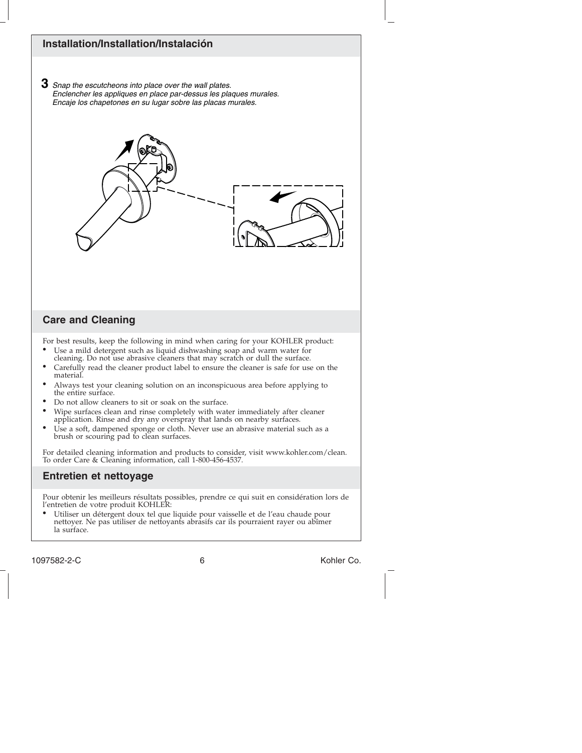## Installation/Installation/Instalación

**3** *Snap the escutcheons into place over the wall plates.*
*Enclencher les appliques en place par-dessus les plaques murales.*
*Encaje los chapetones en su lugar sobre las placas murales.*

## Care and Cleaning

For best results, keep the following in mind when caring for your KOHLER product:

- Use a mild detergent such as liquid dishwashing soap and warm water for cleaning. Do not use abrasive cleaners that may scratch or dull the surface.
- Carefully read the cleaner product label to ensure the cleaner is safe for use on the material.
- Always test your cleaning solution on an inconspicuous area before applying to the entire surface.
- Do not allow cleaners to sit or soak on the surface.
- Wipe surfaces clean and rinse completely with water immediately after cleaner application. Rinse and dry any overspray that lands on nearby surfaces.
- Use a soft, dampened sponge or cloth. Never use an abrasive material such as a brush or scouring pad to clean surfaces.

For detailed cleaning information and products to consider, visit www.kohler.com/clean. To order Care & Cleaning information, call 1-800-456-4537.

## Entretien et nettoyage

Pour obtenir les meilleurs résultats possibles, prendre ce qui suit en considération lors de l'entretien de votre produit KOHLER:

- Utiliser un détergent doux tel que liquide pour vaisselle et de l'eau chaude pour nettoyer. Ne pas utiliser de nettoyants abrasifs car ils pourraient rayer ou abîmer la surface.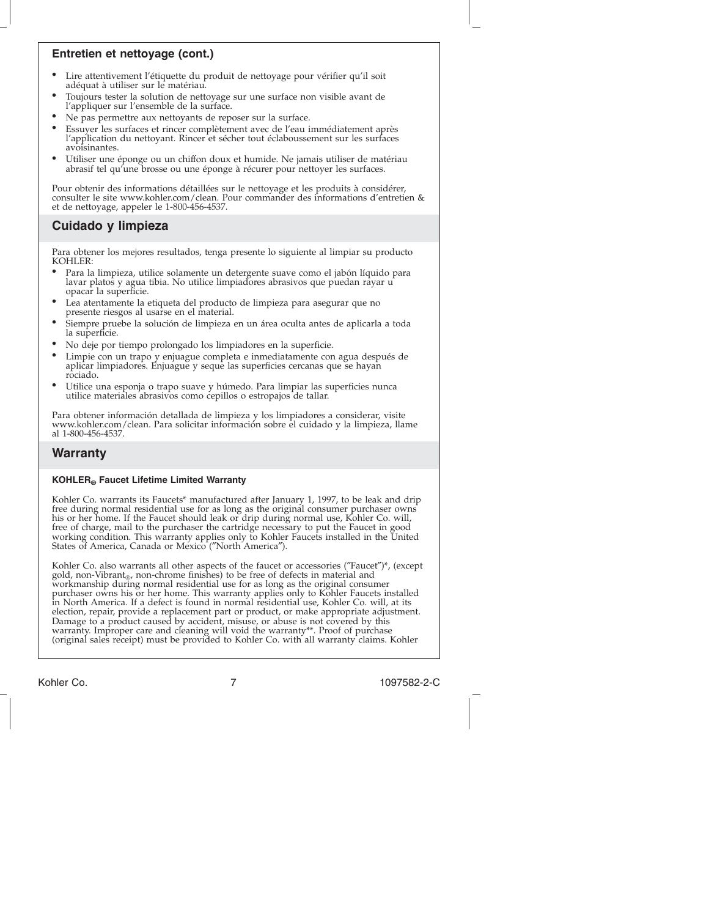### Entretien et nettoyage (cont.)

- Lire attentivement l'étiquette du produit de nettoyage pour vérifier qu'il soit adéquat à utiliser sur le matériau.
- Toujours tester la solution de nettoyage sur une surface non visible avant de l'appliquer sur l'ensemble de la surface.
- Ne pas permettre aux nettoyants de reposer sur la surface.
- Essuyer les surfaces et rincer complètement avec de l'eau immédiatement après l'application du nettoyant. Rincer et sécher tout éclaboussement sur les surfaces avoisinantes.
- Utiliser une éponge ou un chiffon doux et humide. Ne jamais utiliser de matériau abrasif tel qu'une brosse ou une éponge à récurer pour nettoyer les surfaces.

Pour obtenir des informations détaillées sur le nettoyage et les produits à considérer, consulter le site www.kohler.com/clean. Pour commander des informations d'entretien & et de nettoyage, appeler le 1-800-456-4537.

## Cuidado y limpieza

Para obtener los mejores resultados, tenga presente lo siguiente al limpiar su producto KOHLER:

- Para la limpieza, utilice solamente un detergente suave como el jabón líquido para lavar platos y agua tibia. No utilice limpiadores abrasivos que puedan rayar u opacar la superficie.
- Lea atentamente la etiqueta del producto de limpieza para asegurar que no presente riesgos al usarse en el material.
- Siempre pruebe la solución de limpieza en un área oculta antes de aplicarla a toda la superficie.
- No deje por tiempo prolongado los limpiadores en la superficie.
- Limpie con un trapo y enjuague completa e inmediatamente con agua después de aplicar limpiadores. Enjuague y seque las superficies cercanas que se hayan rociado.
- Utilice una esponja o trapo suave y húmedo. Para limpiar las superficies nunca utilice materiales abrasivos como cepillos o estropajos de tallar.

Para obtener información detallada de limpieza y los limpiadores a considerar, visite www.kohler.com/clean. Para solicitar información sobre el cuidado y la limpieza, llame al 1-800-456-4537.

## Warranty

**KOHLER® Faucet Lifetime Limited Warranty**

Kohler Co. warrants its Faucets* manufactured after January 1, 1997, to be leak and drip free during normal residential use for as long as the original consumer purchaser owns his or her home. If the Faucet should leak or drip during normal use, Kohler Co. will, free of charge, mail to the purchaser the cartridge necessary to put the Faucet in good working condition. This warranty applies only to Kohler Faucets installed in the United States of America, Canada or Mexico ("North America").

Kohler Co. also warrants all other aspects of the faucet or accessories ("Faucet")*, (except gold, non-Vibrant®, non-chrome finishes) to be free of defects in material and workmanship during normal residential use for as long as the original consumer purchaser owns his or her home. This warranty applies only to Kohler Faucets installed in North America. If a defect is found in normal residential use, Kohler Co. will, at its election, repair, provide a replacement part or product, or make appropriate adjustment. Damage to a product caused by accident, misuse, or abuse is not covered by this warranty. Improper care and cleaning will void the warranty**. Proof of purchase (original sales receipt) must be provided to Kohler Co. with all warranty claims. Kohler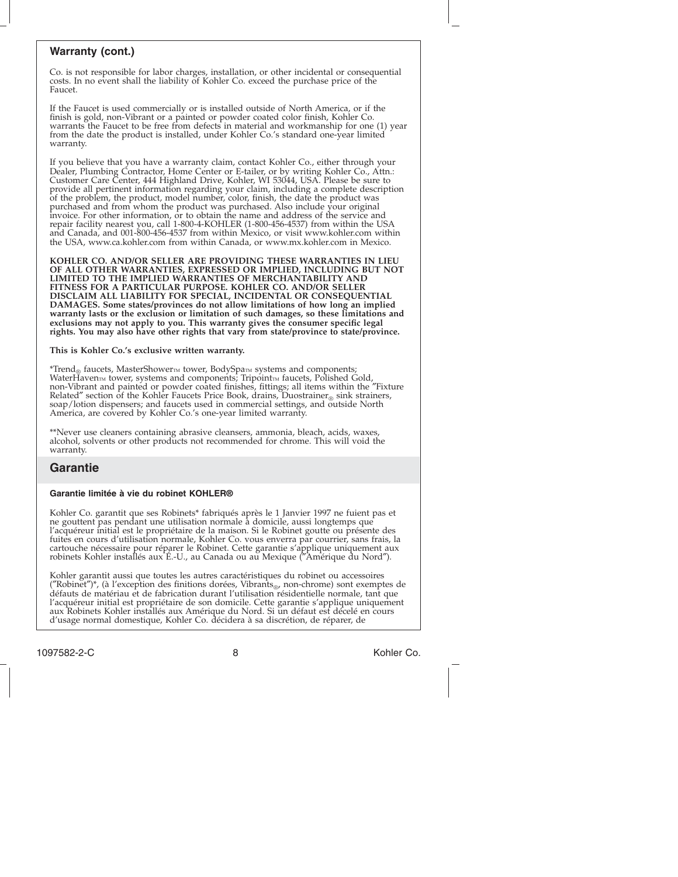## Warranty (cont.)

Co. is not responsible for labor charges, installation, or other incidental or consequential costs. In no event shall the liability of Kohler Co. exceed the purchase price of the Faucet.

If the Faucet is used commercially or is installed outside of North America, or if the finish is gold, non-Vibrant or a painted or powder coated color finish, Kohler Co. warrants the Faucet to be free from defects in material and workmanship for one (1) year from the date the product is installed, under Kohler Co.'s standard one-year limited warranty.

If you believe that you have a warranty claim, contact Kohler Co., either through your Dealer, Plumbing Contractor, Home Center or E-tailer, or by writing Kohler Co., Attn.: Customer Care Center, 444 Highland Drive, Kohler, WI 53044, USA. Please be sure to provide all pertinent information regarding your claim, including a complete description of the problem, the product, model number, color, finish, the date the product was purchased and from whom the product was purchased. Also include your original invoice. For other information, or to obtain the name and address of the service and repair facility nearest you, call 1-800-4-KOHLER (1-800-456-4537) from within the USA and Canada, and 001-800-456-4537 from within Mexico, or visit www.kohler.com within the USA, www.ca.kohler.com from within Canada, or www.mx.kohler.com in Mexico.

**KOHLER CO. AND/OR SELLER ARE PROVIDING THESE WARRANTIES IN LIEU OF ALL OTHER WARRANTIES, EXPRESSED OR IMPLIED, INCLUDING BUT NOT LIMITED TO THE IMPLIED WARRANTIES OF MERCHANTABILITY AND FITNESS FOR A PARTICULAR PURPOSE. KOHLER CO. AND/OR SELLER DISCLAIM ALL LIABILITY FOR SPECIAL, INCIDENTAL OR CONSEQUENTIAL DAMAGES. Some states/provinces do not allow limitations of how long an implied warranty lasts or the exclusion or limitation of such damages, so these limitations and exclusions may not apply to you. This warranty gives the consumer specific legal rights. You may also have other rights that vary from state/province to state/province.**

**This is Kohler Co.'s exclusive written warranty.**

*Trend® faucets, MasterShower™ tower, BodySpa™ systems and components; WaterHaven™ tower, systems and components; Tripoint™ faucets, Polished Gold, non-Vibrant and painted or powder coated finishes, fittings; all items within the "Fixture Related" section of the Kohler Faucets Price Book, drains, Duostrainer® sink strainers, soap/lotion dispensers; and faucets used in commercial settings, and outside North America, are covered by Kohler Co.'s one-year limited warranty.

**Never use cleaners containing abrasive cleansers, ammonia, bleach, acids, waxes, alcohol, solvents or other products not recommended for chrome. This will void the warranty.

## Garantie

### Garantie limitée à vie du robinet KOHLER®

Kohler Co. garantit que ses Robinets* fabriqués après le 1 Janvier 1997 ne fuient pas et ne gouttent pas pendant une utilisation normale à domicile, aussi longtemps que l'acquéreur initial est le propriétaire de la maison. Si le Robinet goutte ou présente des fuites en cours d'utilisation normale, Kohler Co. vous enverra par courrier, sans frais, la cartouche nécessaire pour réparer le Robinet. Cette garantie s'applique uniquement aux robinets Kohler installés aux É.-U., au Canada ou au Mexique ("Amérique du Nord").

Kohler garantit aussi que toutes les autres caractéristiques du robinet ou accessoires ("Robinet")*, (à l'exception des finitions dorées, Vibrants®, non-chrome) sont exemptes de défauts de matériau et de fabrication durant l'utilisation résidentielle normale, tant que l'acquéreur initial est propriétaire de son domicile. Cette garantie s'applique uniquement aux Robinets Kohler installés aux Amérique du Nord. Si un défaut est décelé en cours d'usage normal domestique, Kohler Co. décidera à sa discrétion, de réparer, de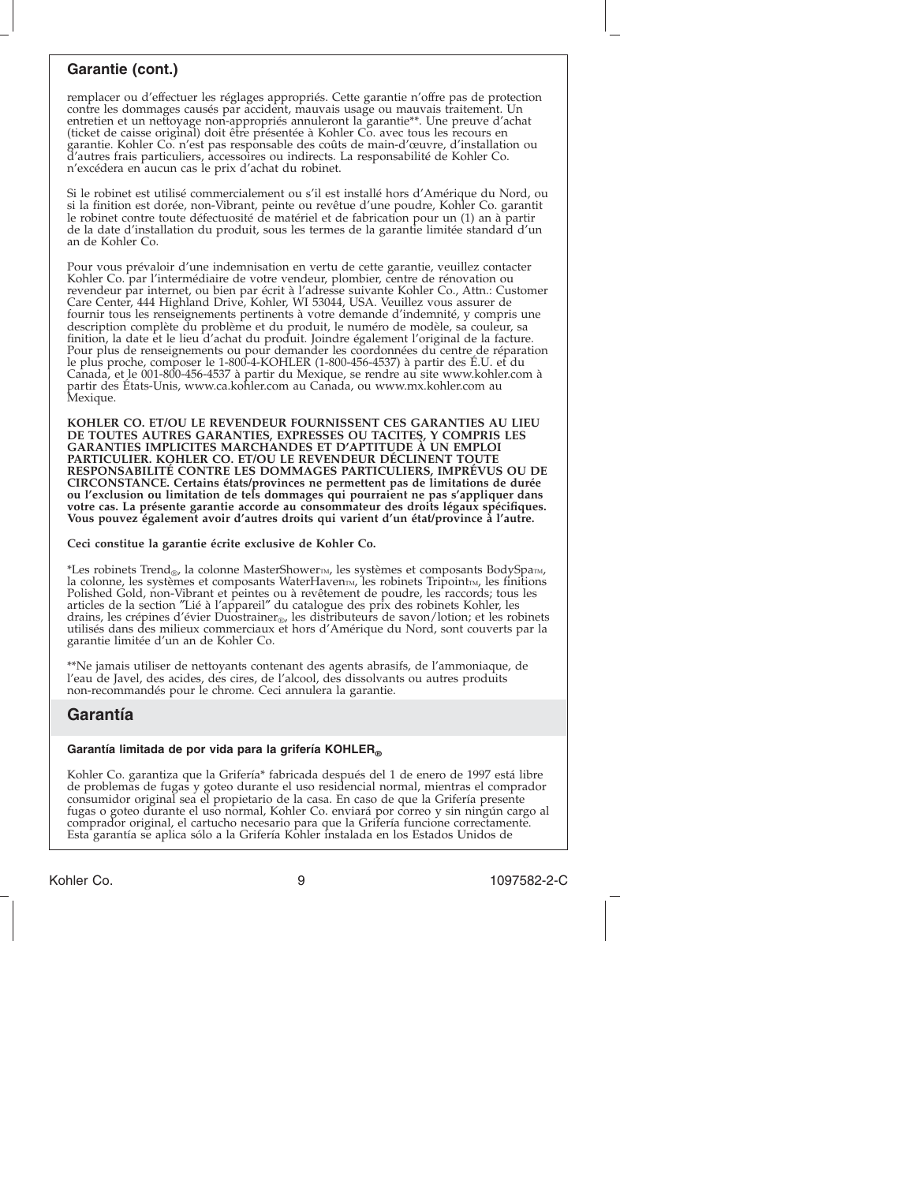## Garantie (cont.)

remplacer ou d'effectuer les réglages appropriés. Cette garantie n'offre pas de protection contre les dommages causés par accident, mauvais usage ou mauvais traitement. Un entretien et un nettoyage non-appropriés annuleront la garantie**. Une preuve d'achat (ticket de caisse original) doit être présentée à Kohler Co. avec tous les recours en garantie. Kohler Co. n'est pas responsable des coûts de main-d'œuvre, d'installation ou d'autres frais particuliers, accessoires ou indirects. La responsabilité de Kohler Co. n'excédera en aucun cas le prix d'achat du robinet.

Si le robinet est utilisé commercialement ou s'il est installé hors d'Amérique du Nord, ou si la finition est dorée, non-Vibrant, peinte ou revêtue d'une poudre, Kohler Co. garantit le robinet contre toute défectuosité de matériel et de fabrication pour un (1) an à partir de la date d'installation du produit, sous les termes de la garantie limitée standard d'un an de Kohler Co.

Pour vous prévaloir d'une indemnisation en vertu de cette garantie, veuillez contacter Kohler Co. par l'intermédiaire de votre vendeur, plombier, centre de rénovation ou revendeur par internet, ou bien par écrit à l'adresse suivante Kohler Co., Attn.: Customer Care Center, 444 Highland Drive, Kohler, WI 53044, USA. Veuillez vous assurer de fournir tous les renseignements pertinents à votre demande d'indemnité, y compris une description complète du problème et du produit, le numéro de modèle, sa couleur, sa finition, la date et le lieu d'achat du produit. Joindre également l'original de la facture. Pour plus de renseignements ou pour demander les coordonnées du centre de réparation le plus proche, composer le 1-800-4-KOHLER (1-800-456-4537) à partir des É.U. et du Canada, et le 001-800-456-4537 à partir du Mexique, se rendre au site www.kohler.com à partir des États-Unis, www.ca.kohler.com au Canada, ou www.mx.kohler.com au Mexique.

**KOHLER CO. ET/OU LE REVENDEUR FOURNISSENT CES GARANTIES AU LIEU DE TOUTES AUTRES GARANTIES, EXPRESSES OU TACITES, Y COMPRIS LES GARANTIES IMPLICITES MARCHANDES ET D'APTITUDE À UN EMPLOI PARTICULIER. KOHLER CO. ET/OU LE REVENDEUR DÉCLINENT TOUTE RESPONSABILITÉ CONTRE LES DOMMAGES PARTICULIERS, IMPRÉVUS OU DE CIRCONSTANCE. Certains états/provinces ne permettent pas de limitations de durée ou l'exclusion ou limitation de tels dommages qui pourraient ne pas s'appliquer dans votre cas. La présente garantie accorde au consommateur des droits légaux spécifiques. Vous pouvez également avoir d'autres droits qui varient d'un état/province à l'autre.**

**Ceci constitue la garantie écrite exclusive de Kohler Co.**

*Les robinets Trend®, la colonne MasterShower™, les systèmes et composants BodySpa™, la colonne, les systèmes et composants WaterHaven™, les robinets Tripoint™, les finitions Polished Gold, non-Vibrant et peintes ou à revêtement de poudre, les raccords; tous les articles de la section "Lié à l'appareil" du catalogue des prix des robinets Kohler, les drains, les crépines d'évier Duostrainer®, les distributeurs de savon/lotion; et les robinets utilisés dans des milieux commerciaux et hors d'Amérique du Nord, sont couverts par la garantie limitée d'un an de Kohler Co.

**Ne jamais utiliser de nettoyants contenant des agents abrasifs, de l'ammoniaque, de l'eau de Javel, des acides, des cires, de l'alcool, des dissolvants ou autres produits non-recommandés pour le chrome. Ceci annulera la garantie.

## Garantía

### Garantía limitada de por vida para la grifería KOHLER®

Kohler Co. garantiza que la Grifería* fabricada después del 1 de enero de 1997 está libre de problemas de fugas y goteo durante el uso residencial normal, mientras el comprador consumidor original sea el propietario de la casa. En caso de que la Grifería presente fugas o goteo durante el uso normal, Kohler Co. enviará por correo y sin ningún cargo al comprador original, el cartucho necesario para que la Grifería funcione correctamente. Esta garantía se aplica sólo a la Grifería Kohler instalada en los Estados Unidos de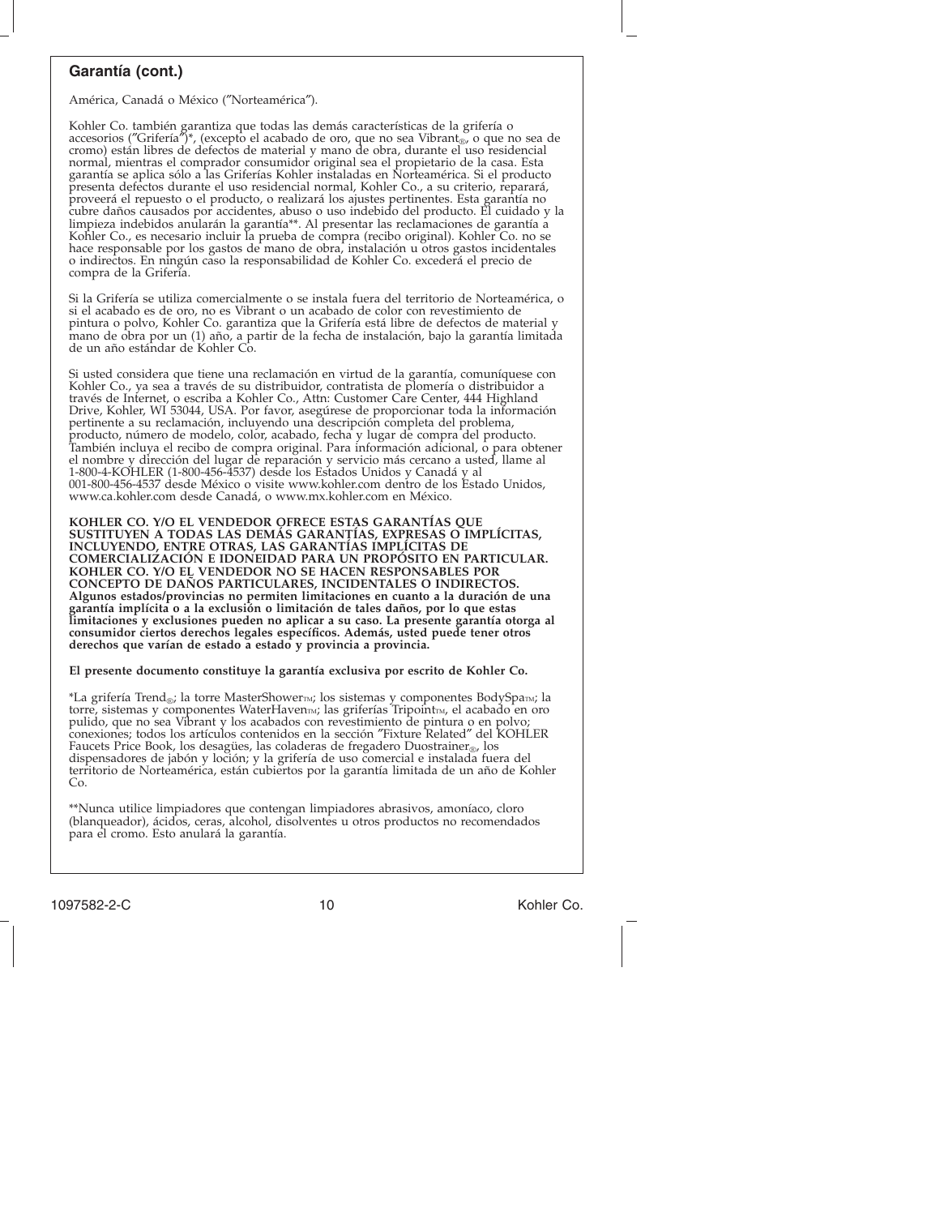## Garantía (cont.)

América, Canadá o México (″Norteamérica″).

Kohler Co. también garantiza que todas las demás características de la grifería o accesorios (″Grifería″)*, (excepto el acabado de oro, que no sea Vibrant®, o que no sea de cromo) están libres de defectos de material y mano de obra, durante el uso residencial normal, mientras el comprador consumidor original sea el propietario de la casa. Esta garantía se aplica sólo a las Griferías Kohler instaladas en Norteamérica. Si el producto presenta defectos durante el uso residencial normal, Kohler Co., a su criterio, reparará, proveerá el repuesto o el producto, o realizará los ajustes pertinentes. Esta garantía no cubre daños causados por accidentes, abuso o uso indebido del producto. El cuidado y la limpieza indebidos anularán la garantía**. Al presentar las reclamaciones de garantía a Kohler Co., es necesario incluir la prueba de compra (recibo original). Kohler Co. no se hace responsable por los gastos de mano de obra, instalación u otros gastos incidentales o indirectos. En ningún caso la responsabilidad de Kohler Co. excederá el precio de compra de la Grifería.

Si la Grifería se utiliza comercialmente o se instala fuera del territorio de Norteamérica, o si el acabado es de oro, no es Vibrant o un acabado de color con revestimiento de pintura o polvo, Kohler Co. garantiza que la Grifería está libre de defectos de material y mano de obra por un (1) año, a partir de la fecha de instalación, bajo la garantía limitada de un año estándar de Kohler Co.

Si usted considera que tiene una reclamación en virtud de la garantía, comuníquese con Kohler Co., ya sea a través de su distribuidor, contratista de plomería o distribuidor a través de Internet, o escriba a Kohler Co., Attn: Customer Care Center, 444 Highland Drive, Kohler, WI 53044, USA. Por favor, asegúrese de proporcionar toda la información pertinente a su reclamación, incluyendo una descripción completa del problema, producto, número de modelo, color, acabado, fecha y lugar de compra del producto. También incluya el recibo de compra original. Para información adicional, o para obtener el nombre y dirección del lugar de reparación y servicio más cercano a usted, llame al 1-800-4-KOHLER (1-800-456-4537) desde los Estados Unidos y Canadá y al 001-800-456-4537 desde México o visite www.kohler.com dentro de los Estado Unidos, www.ca.kohler.com desde Canadá, o www.mx.kohler.com en México.

**KOHLER CO. Y/O EL VENDEDOR OFRECE ESTAS GARANTÍAS QUE SUSTITUYEN A TODAS LAS DEMÁS GARANTÍAS, EXPRESAS O IMPLÍCITAS, INCLUYENDO, ENTRE OTRAS, LAS GARANTÍAS IMPLÍCITAS DE COMERCIALIZACIÓN E IDONEIDAD PARA UN PROPÓSITO EN PARTICULAR. KOHLER CO. Y/O EL VENDEDOR NO SE HACEN RESPONSABLES POR CONCEPTO DE DAÑOS PARTICULARES, INCIDENTALES O INDIRECTOS. Algunos estados/provincias no permiten limitaciones en cuanto a la duración de una garantía implícita o a la exclusión o limitación de tales daños, por lo que estas limitaciones y exclusiones pueden no aplicar a su caso. La presente garantía otorga al consumidor ciertos derechos legales específicos. Además, usted puede tener otros derechos que varían de estado a estado y provincia a provincia.**

**El presente documento constituye la garantía exclusiva por escrito de Kohler Co.**

*La grifería Trend®; la torre MasterShower™; los sistemas y componentes BodySpa™; la torre, sistemas y componentes WaterHaven™; las griferías Tripoint™, el acabado en oro pulido, que no sea Vibrant y los acabados con revestimiento de pintura o en polvo; conexiones; todos los artículos contenidos en la sección ″Fixture Related″ del KOHLER Faucets Price Book, los desagües, las coladeras de fregadero Duostrainer®, los dispensadores de jabón y loción; y la grifería de uso comercial e instalada fuera del territorio de Norteamérica, están cubiertos por la garantía limitada de un año de Kohler Co.

**Nunca utilice limpiadores que contengan limpiadores abrasivos, amoníaco, cloro (blanqueador), ácidos, ceras, alcohol, disolventes u otros productos no recomendados para el cromo. Esto anulará la garantía.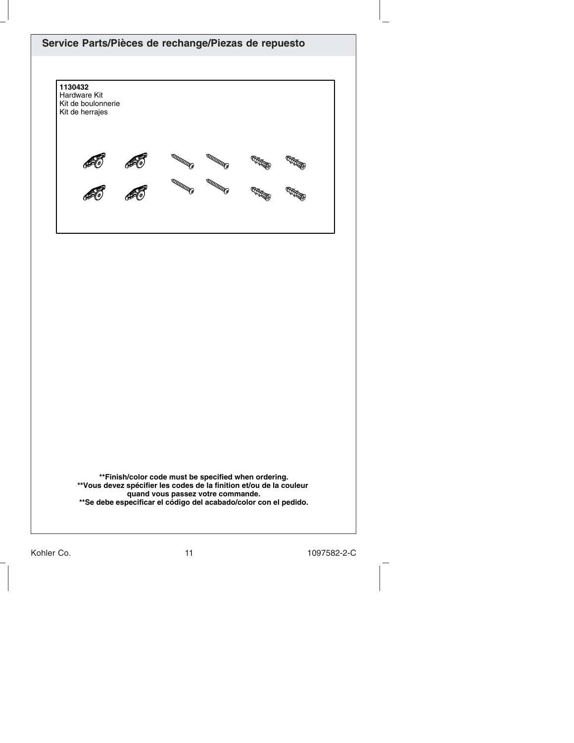## Service Parts/Pièces de rechange/Piezas de repuesto

**1130432**
Hardware Kit
Kit de boulonnerie
Kit de herrajes

**\*\*Finish/color code must be specified when ordering.**
**\*\*Vous devez spécifier les codes de la finition et/ou de la couleur quand vous passez votre commande.**
**\*\*Se debe especificar el código del acabado/color con el pedido.**

Kohler Co. 1097582-2-C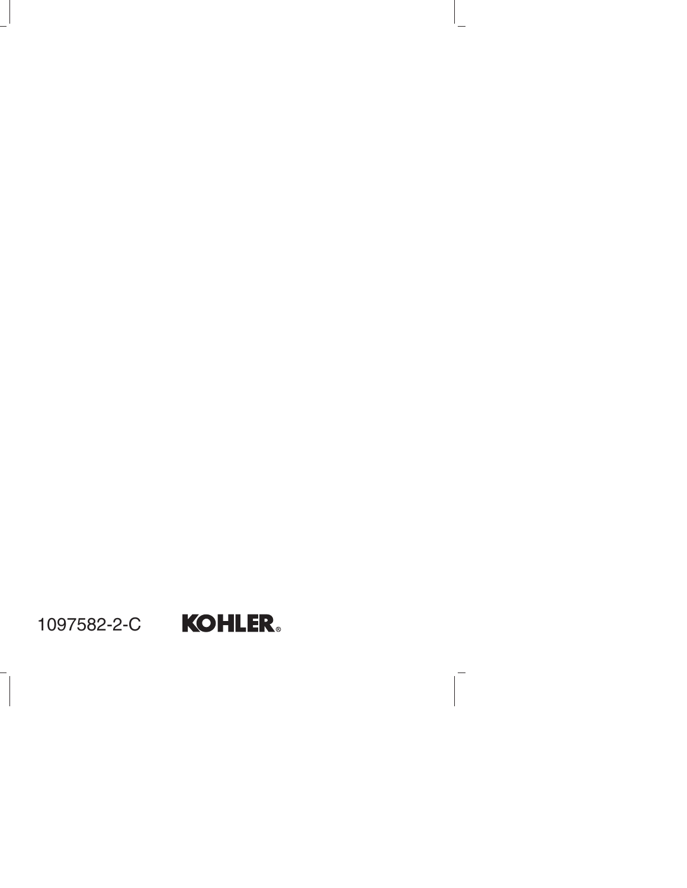1097582-2-C KOHLER®